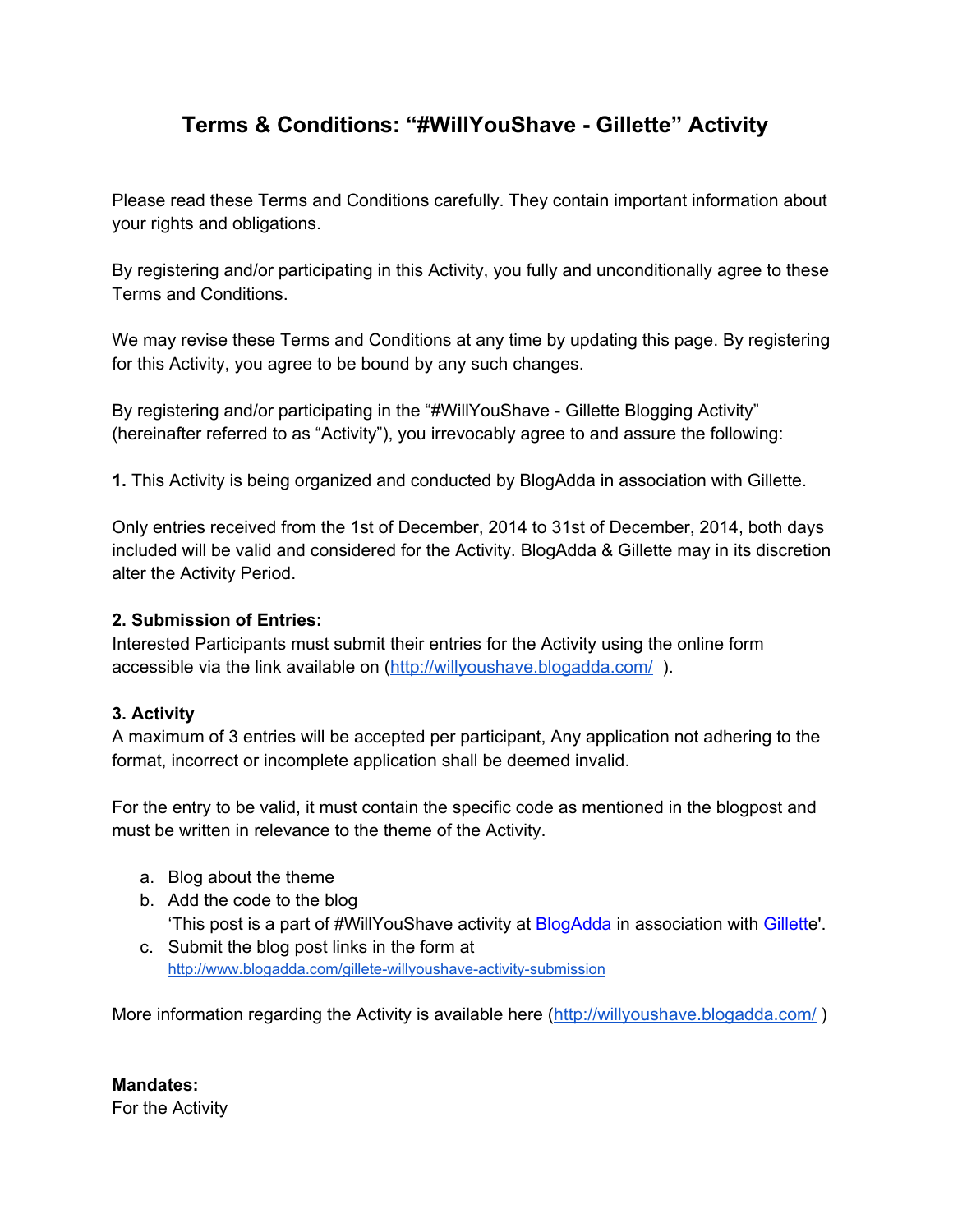# Terms & Conditions: "#WillYouShave - Gillette" Activity

Please read these Terms and Conditions carefully. They contain important information about your rights and obligations.

By registering and/or participating in this Activity, you fully and unconditionally agree to these Terms and Conditions.

We may revise these Terms and Conditions at any time by updating this page. By registering for this Activity, you agree to be bound by any such changes.

By registering and/or participating in the "#WillYouShave - Gillette Blogging Activity" (hereinafter referred to as "Activity"), you irrevocably agree to and assure the following:

**1.** This Activity is being organized and conducted by BlogAdda in association with Gillette.

Only entries received from the 1st of December, 2014 to 31st of December, 2014, both days included will be valid and considered for the Activity. BlogAdda & Gillette may in its discretion alter the Activity Period.

**2. Submission of Entries:**
Interested Participants must submit their entries for the Activity using the online form accessible via the link available on (http://willyoushave.blogadda.com/ ).

**3. Activity**
A maximum of 3 entries will be accepted per participant, Any application not adhering to the format, incorrect or incomplete application shall be deemed invalid.

For the entry to be valid, it must contain the specific code as mentioned in the blogpost and must be written in relevance to the theme of the Activity.

a. Blog about the theme
b. Add the code to the blog
   'This post is a part of #WillYouShave activity at BlogAdda in association with Gillette'.
c. Submit the blog post links in the form at
   http://www.blogadda.com/gillete-willyoushave-activity-submission

More information regarding the Activity is available here (http://willyoushave.blogadda.com/ )

**Mandates:**
For the Activity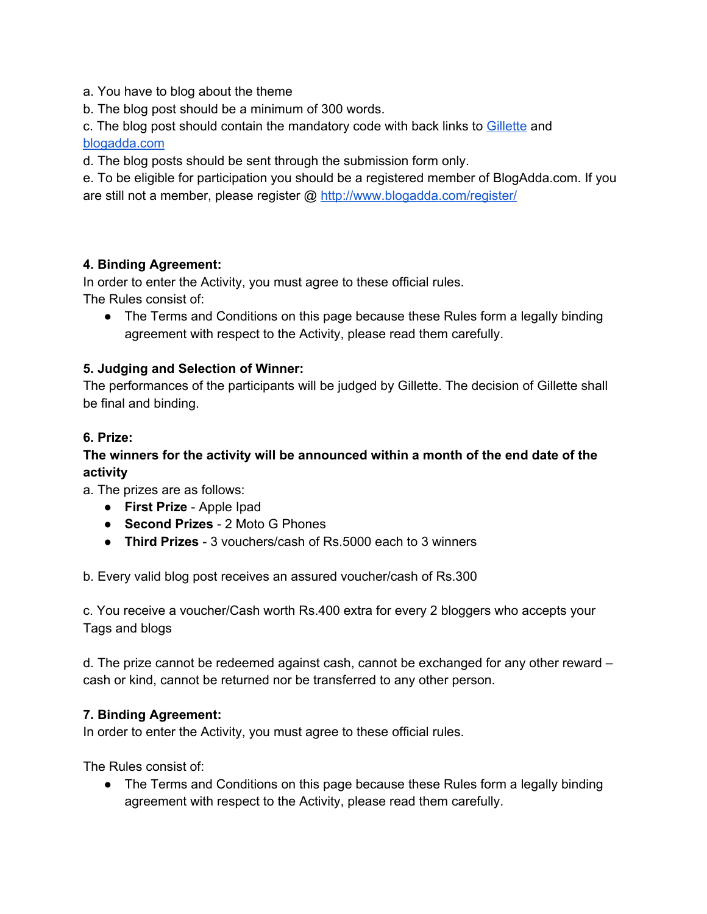a. You have to blog about the theme
b. The blog post should be a minimum of 300 words.
c. The blog post should contain the mandatory code with back links to [Gillette]() and [blogadda.com]()
d. The blog posts should be sent through the submission form only.
e. To be eligible for participation you should be a registered member of BlogAdda.com. If you are still not a member, please register @ [http://www.blogadda.com/register/](http://www.blogadda.com/register/)

**4. Binding Agreement:**
In order to enter the Activity, you must agree to these official rules.
The Rules consist of:

- The Terms and Conditions on this page because these Rules form a legally binding agreement with respect to the Activity, please read them carefully.

**5. Judging and Selection of Winner:**
The performances of the participants will be judged by Gillette. The decision of Gillette shall be final and binding.

**6. Prize:**
**The winners for the activity will be announced within a month of the end date of the activity**
a. The prizes are as follows:

- **First Prize** - Apple Ipad
- **Second Prizes** - 2 Moto G Phones
- **Third Prizes** - 3 vouchers/cash of Rs.5000 each to 3 winners

b. Every valid blog post receives an assured voucher/cash of Rs.300

c. You receive a voucher/Cash worth Rs.400 extra for every 2 bloggers who accepts your Tags and blogs

d. The prize cannot be redeemed against cash, cannot be exchanged for any other reward – cash or kind, cannot be returned nor be transferred to any other person.

**7. Binding Agreement:**
In order to enter the Activity, you must agree to these official rules.

The Rules consist of:

- The Terms and Conditions on this page because these Rules form a legally binding agreement with respect to the Activity, please read them carefully.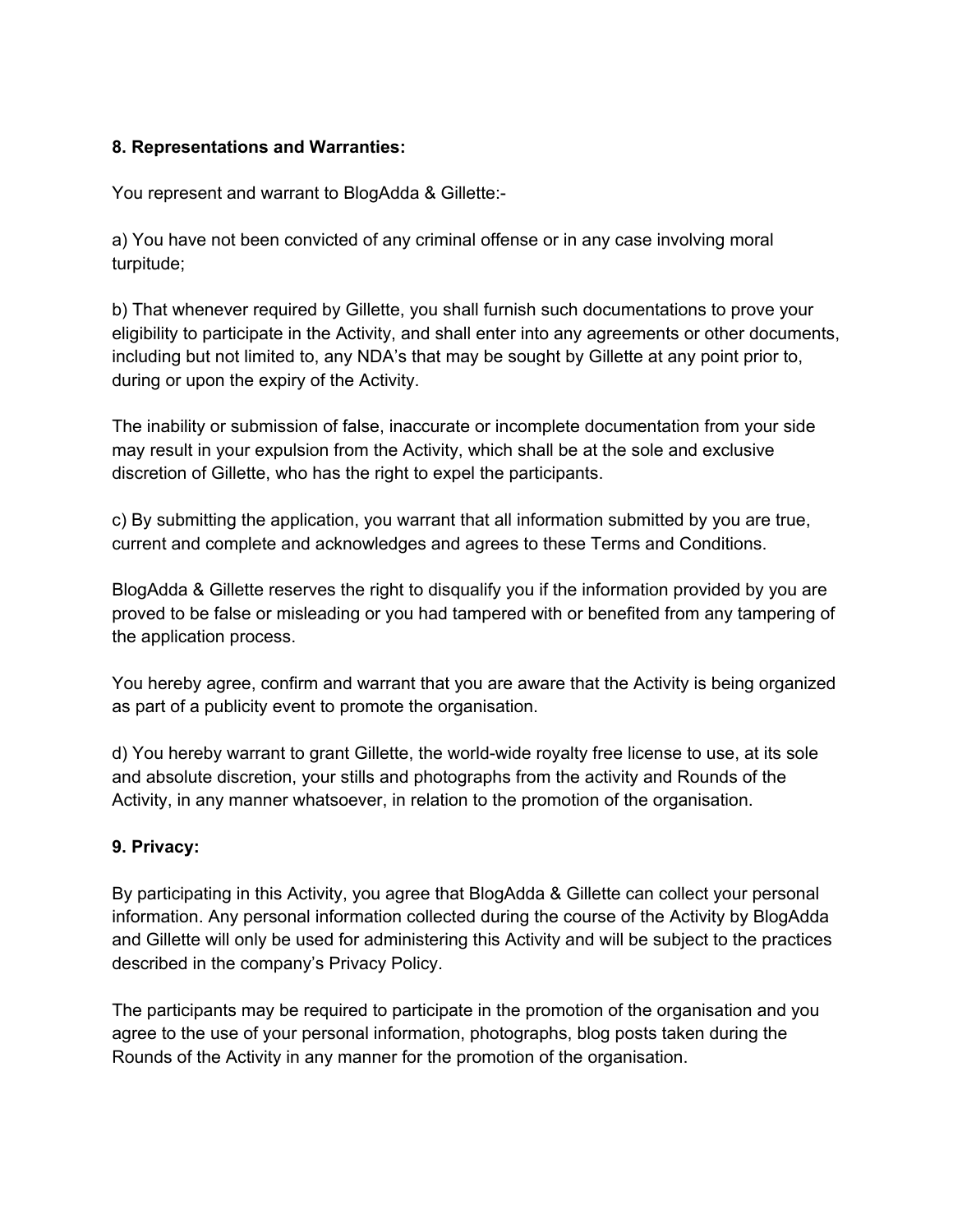**8. Representations and Warranties:**

You represent and warrant to BlogAdda & Gillette:-

a) You have not been convicted of any criminal offense or in any case involving moral turpitude;

b) That whenever required by Gillette, you shall furnish such documentations to prove your eligibility to participate in the Activity, and shall enter into any agreements or other documents, including but not limited to, any NDA's that may be sought by Gillette at any point prior to, during or upon the expiry of the Activity.

The inability or submission of false, inaccurate or incomplete documentation from your side may result in your expulsion from the Activity, which shall be at the sole and exclusive discretion of Gillette, who has the right to expel the participants.

c) By submitting the application, you warrant that all information submitted by you are true, current and complete and acknowledges and agrees to these Terms and Conditions.

BlogAdda & Gillette reserves the right to disqualify you if the information provided by you are proved to be false or misleading or you had tampered with or benefited from any tampering of the application process.

You hereby agree, confirm and warrant that you are aware that the Activity is being organized as part of a publicity event to promote the organisation.

d) You hereby warrant to grant Gillette, the world-wide royalty free license to use, at its sole and absolute discretion, your stills and photographs from the activity and Rounds of the Activity, in any manner whatsoever, in relation to the promotion of the organisation.

**9. Privacy:**

By participating in this Activity, you agree that BlogAdda & Gillette can collect your personal information. Any personal information collected during the course of the Activity by BlogAdda and Gillette will only be used for administering this Activity and will be subject to the practices described in the company's Privacy Policy.

The participants may be required to participate in the promotion of the organisation and you agree to the use of your personal information, photographs, blog posts taken during the Rounds of the Activity in any manner for the promotion of the organisation.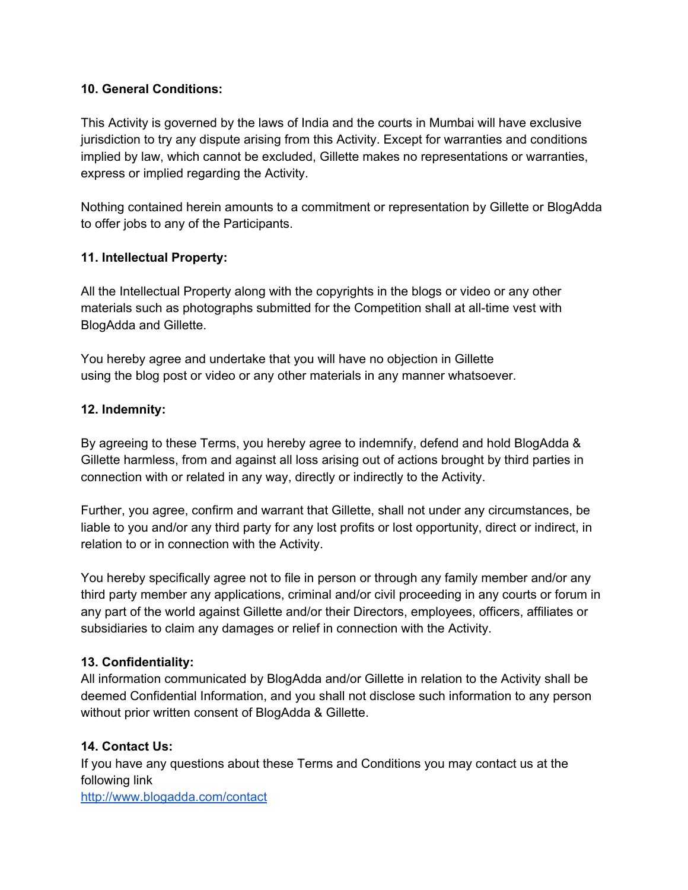**10. General Conditions:**

This Activity is governed by the laws of India and the courts in Mumbai will have exclusive jurisdiction to try any dispute arising from this Activity. Except for warranties and conditions implied by law, which cannot be excluded, Gillette makes no representations or warranties, express or implied regarding the Activity.

Nothing contained herein amounts to a commitment or representation by Gillette or BlogAdda to offer jobs to any of the Participants.

**11. Intellectual Property:**

All the Intellectual Property along with the copyrights in the blogs or video or any other materials such as photographs submitted for the Competition shall at all-time vest with BlogAdda and Gillette.

You hereby agree and undertake that you will have no objection in Gillette using the blog post or video or any other materials in any manner whatsoever.

**12. Indemnity:**

By agreeing to these Terms, you hereby agree to indemnify, defend and hold BlogAdda & Gillette harmless, from and against all loss arising out of actions brought by third parties in connection with or related in any way, directly or indirectly to the Activity.

Further, you agree, confirm and warrant that Gillette, shall not under any circumstances, be liable to you and/or any third party for any lost profits or lost opportunity, direct or indirect, in relation to or in connection with the Activity.

You hereby specifically agree not to file in person or through any family member and/or any third party member any applications, criminal and/or civil proceeding in any courts or forum in any part of the world against Gillette and/or their Directors, employees, officers, affiliates or subsidiaries to claim any damages or relief in connection with the Activity.

**13. Confidentiality:**

All information communicated by BlogAdda and/or Gillette in relation to the Activity shall be deemed Confidential Information, and you shall not disclose such information to any person without prior written consent of BlogAdda & Gillette.

**14. Contact Us:**

If you have any questions about these Terms and Conditions you may contact us at the following link

[http://www.blogadda.com/contact](http://www.blogadda.com/contact)